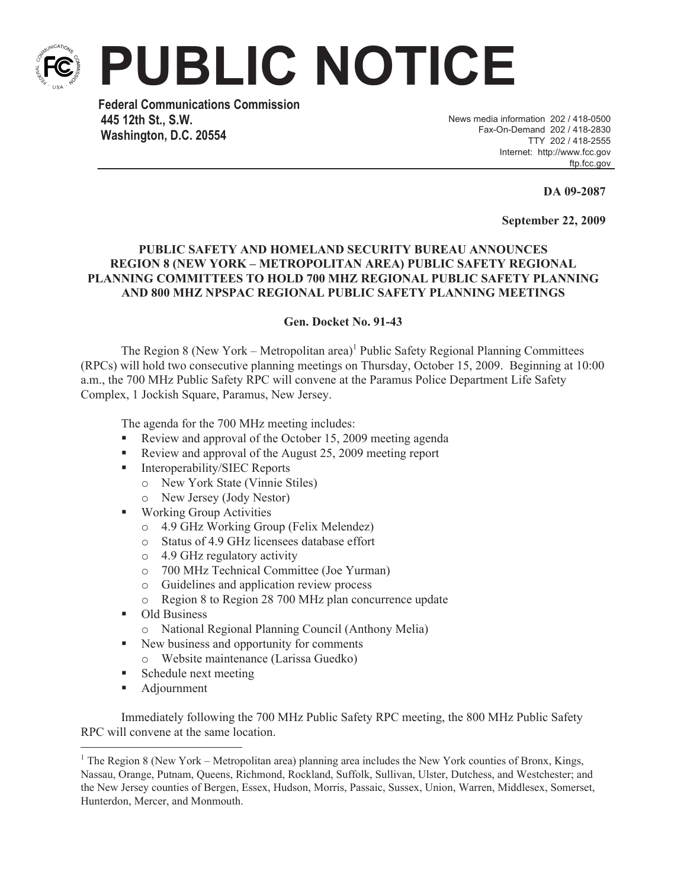# PUBLIC NOTICE

**Federal Communications Commission**
**445 12th St., S.W.**
**Washington, D.C. 20554**

News media information 202 / 418-0500
Fax-On-Demand 202 / 418-2830
TTY 202 / 418-2555
Internet: http://www.fcc.gov
ftp.fcc.gov

**DA 09-2087**

**September 22, 2009**

## PUBLIC SAFETY AND HOMELAND SECURITY BUREAU ANNOUNCES REGION 8 (NEW YORK – METROPOLITAN AREA) PUBLIC SAFETY REGIONAL PLANNING COMMITTEES TO HOLD 700 MHZ REGIONAL PUBLIC SAFETY PLANNING AND 800 MHZ NPSPAC REGIONAL PUBLIC SAFETY PLANNING MEETINGS

**Gen. Docket No. 91-43**

The Region 8 (New York – Metropolitan area)[1] Public Safety Regional Planning Committees (RPCs) will hold two consecutive planning meetings on Thursday, October 15, 2009. Beginning at 10:00 a.m., the 700 MHz Public Safety RPC will convene at the Paramus Police Department Life Safety Complex, 1 Jockish Square, Paramus, New Jersey.

The agenda for the 700 MHz meeting includes:

- Review and approval of the October 15, 2009 meeting agenda
- Review and approval of the August 25, 2009 meeting report
- Interoperability/SIEC Reports
  - New York State (Vinnie Stiles)
  - New Jersey (Jody Nestor)
- Working Group Activities
  - 4.9 GHz Working Group (Felix Melendez)
  - Status of 4.9 GHz licensees database effort
  - 4.9 GHz regulatory activity
  - 700 MHz Technical Committee (Joe Yurman)
  - Guidelines and application review process
  - Region 8 to Region 28 700 MHz plan concurrence update
- Old Business
  - National Regional Planning Council (Anthony Melia)
- New business and opportunity for comments
  - Website maintenance (Larissa Guedko)
- Schedule next meeting
- Adjournment

Immediately following the 700 MHz Public Safety RPC meeting, the 800 MHz Public Safety RPC will convene at the same location.

---

[1] The Region 8 (New York – Metropolitan area) planning area includes the New York counties of Bronx, Kings, Nassau, Orange, Putnam, Queens, Richmond, Rockland, Suffolk, Sullivan, Ulster, Dutchess, and Westchester; and the New Jersey counties of Bergen, Essex, Hudson, Morris, Passaic, Sussex, Union, Warren, Middlesex, Somerset, Hunterdon, Mercer, and Monmouth.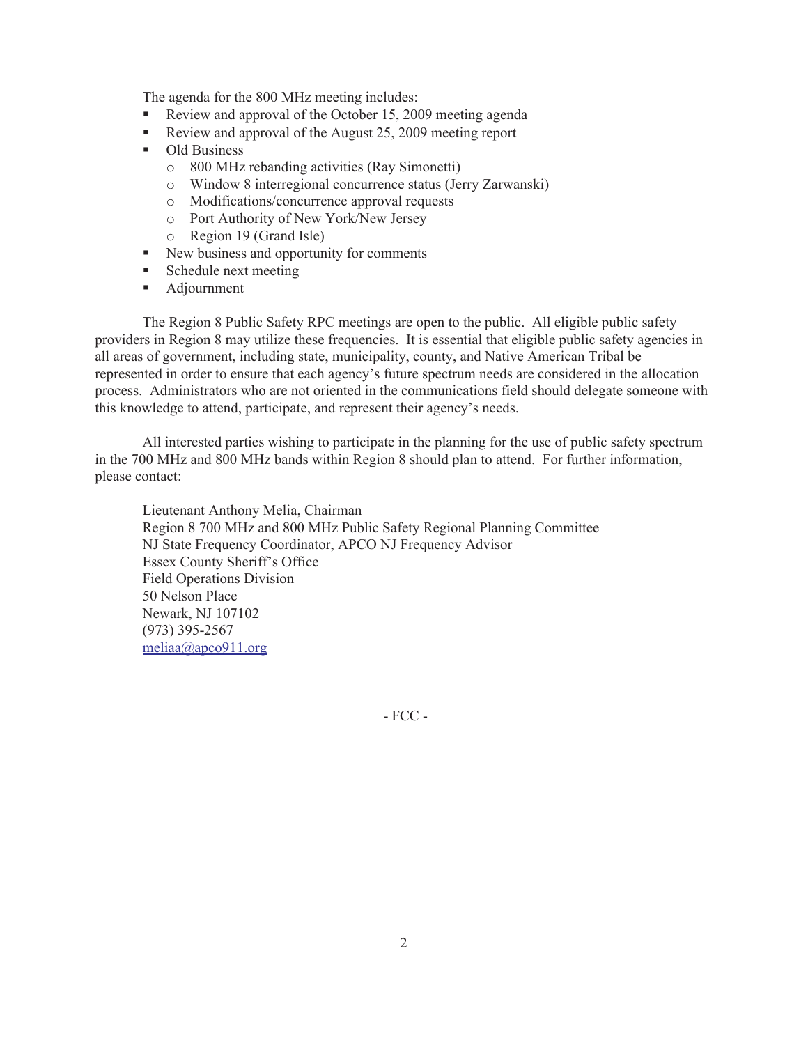The agenda for the 800 MHz meeting includes:

- Review and approval of the October 15, 2009 meeting agenda
- Review and approval of the August 25, 2009 meeting report
- Old Business
  - 800 MHz rebanding activities (Ray Simonetti)
  - Window 8 interregional concurrence status (Jerry Zarwanski)
  - Modifications/concurrence approval requests
  - Port Authority of New York/New Jersey
  - Region 19 (Grand Isle)
- New business and opportunity for comments
- Schedule next meeting
- Adjournment

The Region 8 Public Safety RPC meetings are open to the public. All eligible public safety providers in Region 8 may utilize these frequencies. It is essential that eligible public safety agencies in all areas of government, including state, municipality, county, and Native American Tribal be represented in order to ensure that each agency's future spectrum needs are considered in the allocation process. Administrators who are not oriented in the communications field should delegate someone with this knowledge to attend, participate, and represent their agency's needs.

All interested parties wishing to participate in the planning for the use of public safety spectrum in the 700 MHz and 800 MHz bands within Region 8 should plan to attend. For further information, please contact:

Lieutenant Anthony Melia, Chairman
Region 8 700 MHz and 800 MHz Public Safety Regional Planning Committee
NJ State Frequency Coordinator, APCO NJ Frequency Advisor
Essex County Sheriff's Office
Field Operations Division
50 Nelson Place
Newark, NJ 107102
(973) 395-2567
meliaa@apco911.org

- FCC -